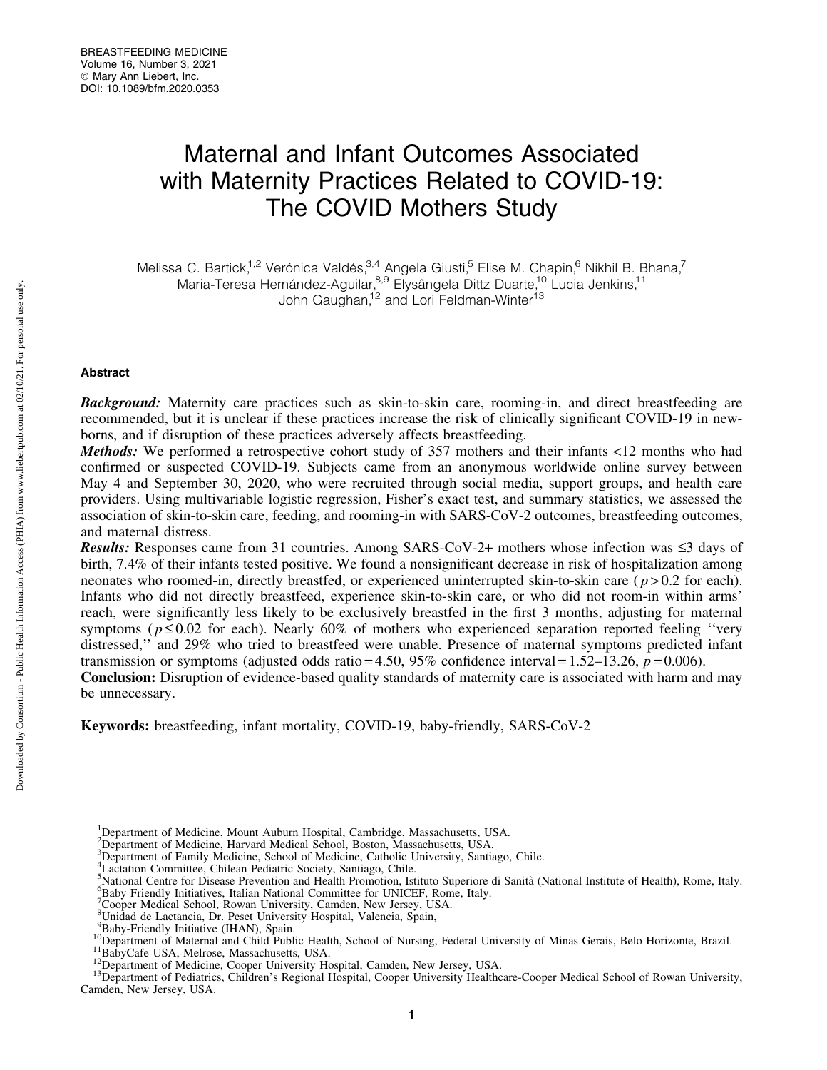# Maternal and Infant Outcomes Associated with Maternity Practices Related to COVID-19: The COVID Mothers Study

Melissa C. Bartick,[1,2] Verónica Valdés,[3,4] Angela Giusti,[5] Elise M. Chapin,[6] Nikhil B. Bhana,[7] Maria-Teresa Hernández-Aguilar,[8,9] Elysângela Dittz Duarte,[10] Lucia Jenkins,[11] John Gaughan,[12] and Lori Feldman-Winter[13]

## Abstract

***Background:*** Maternity care practices such as skin-to-skin care, rooming-in, and direct breastfeeding are recommended, but it is unclear if these practices increase the risk of clinically significant COVID-19 in newborns, and if disruption of these practices adversely affects breastfeeding.

***Methods:*** We performed a retrospective cohort study of 357 mothers and their infants <12 months who had confirmed or suspected COVID-19. Subjects came from an anonymous worldwide online survey between May 4 and September 30, 2020, who were recruited through social media, support groups, and health care providers. Using multivariable logistic regression, Fisher's exact test, and summary statistics, we assessed the association of skin-to-skin care, feeding, and rooming-in with SARS-CoV-2 outcomes, breastfeeding outcomes, and maternal distress.

***Results:*** Responses came from 31 countries. Among SARS-CoV-2+ mothers whose infection was ≤3 days of birth, 7.4% of their infants tested positive. We found a nonsignificant decrease in risk of hospitalization among neonates who roomed-in, directly breastfed, or experienced uninterrupted skin-to-skin care ($p > 0.2$ for each). Infants who did not directly breastfeed, experience skin-to-skin care, or who did not room-in within arms' reach, were significantly less likely to be exclusively breastfed in the first 3 months, adjusting for maternal symptoms ($p \leq 0.02$ for each). Nearly 60% of mothers who experienced separation reported feeling ''very distressed,'' and 29% who tried to breastfeed were unable. Presence of maternal symptoms predicted infant transmission or symptoms (adjusted odds ratio = 4.50, 95% confidence interval = 1.52–13.26, $p = 0.006$).

**Conclusion:** Disruption of evidence-based quality standards of maternity care is associated with harm and may be unnecessary.

**Keywords:** breastfeeding, infant mortality, COVID-19, baby-friendly, SARS-CoV-2

---

[1]Department of Medicine, Mount Auburn Hospital, Cambridge, Massachusetts, USA.
[2]Department of Medicine, Harvard Medical School, Boston, Massachusetts, USA.
[3]Department of Family Medicine, School of Medicine, Catholic University, Santiago, Chile.
[4]Lactation Committee, Chilean Pediatric Society, Santiago, Chile.
[5]National Centre for Disease Prevention and Health Promotion, Istituto Superiore di Sanità (National Institute of Health), Rome, Italy.
[6]Baby Friendly Initiatives, Italian National Committee for UNICEF, Rome, Italy.
[7]Cooper Medical School, Rowan University, Camden, New Jersey, USA.
[8]Unidad de Lactancia, Dr. Peset University Hospital, Valencia, Spain,
[9]Baby-Friendly Initiative (IHAN), Spain.
[10]Department of Maternal and Child Public Health, School of Nursing, Federal University of Minas Gerais, Belo Horizonte, Brazil.
[11]BabyCafe USA, Melrose, Massachusetts, USA.
[12]Department of Medicine, Cooper University Hospital, Camden, New Jersey, USA.
[13]Department of Pediatrics, Children's Regional Hospital, Cooper University Healthcare-Cooper Medical School of Rowan University, Camden, New Jersey, USA.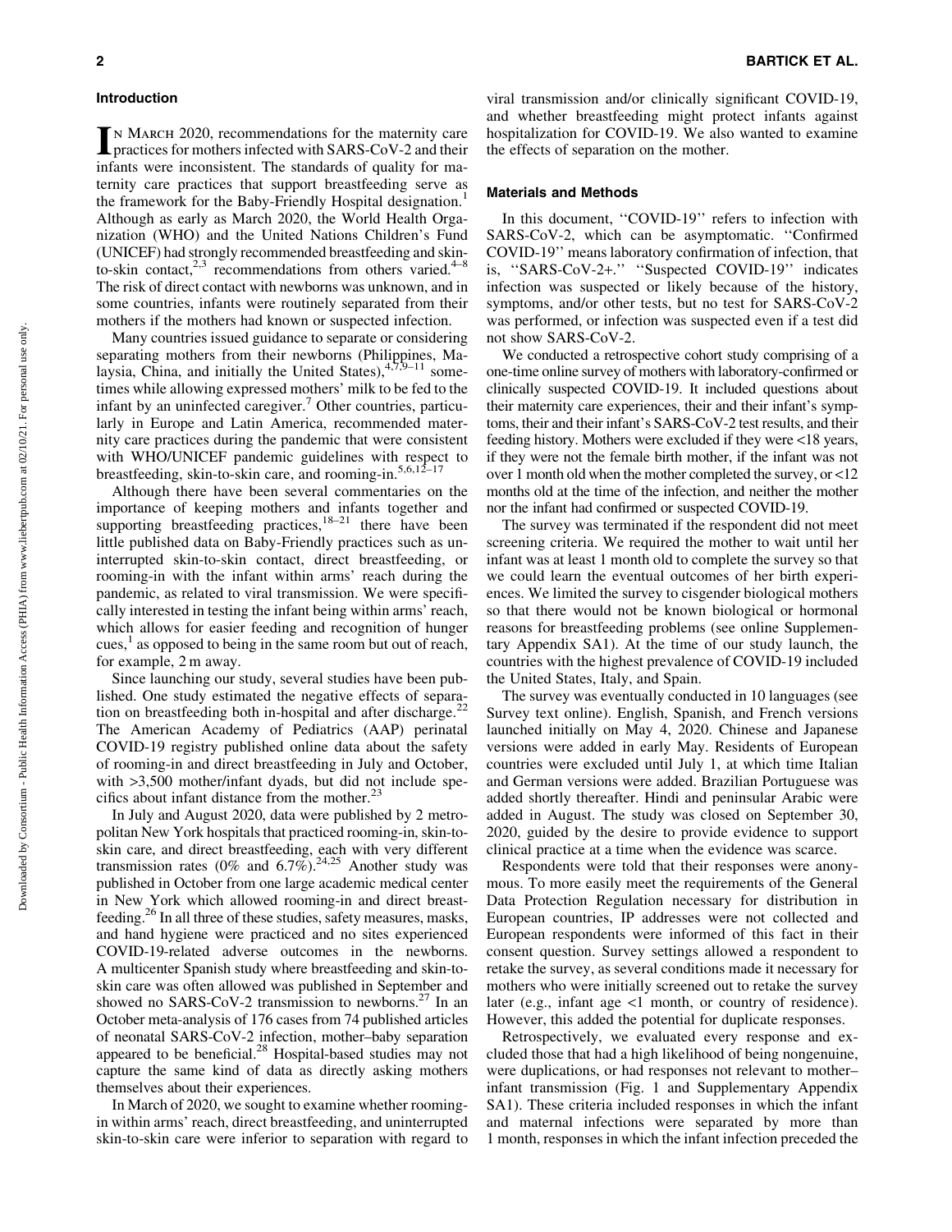## Introduction

In March 2020, recommendations for the maternity care practices for mothers infected with SARS-CoV-2 and their infants were inconsistent. The standards of quality for maternity care practices that support breastfeeding serve as the framework for the Baby-Friendly Hospital designation.[1] Although as early as March 2020, the World Health Organization (WHO) and the United Nations Children's Fund (UNICEF) had strongly recommended breastfeeding and skin-to-skin contact,[2,3] recommendations from others varied.[4–8] The risk of direct contact with newborns was unknown, and in some countries, infants were routinely separated from their mothers if the mothers had known or suspected infection.

Many countries issued guidance to separate or considering separating mothers from their newborns (Philippines, Malaysia, China, and initially the United States),[4,7,9–11] sometimes while allowing expressed mothers' milk to be fed to the infant by an uninfected caregiver.[7] Other countries, particularly in Europe and Latin America, recommended maternity care practices during the pandemic that were consistent with WHO/UNICEF pandemic guidelines with respect to breastfeeding, skin-to-skin care, and rooming-in.[5,6,12–17]

Although there have been several commentaries on the importance of keeping mothers and infants together and supporting breastfeeding practices,[18–21] there have been little published data on Baby-Friendly practices such as uninterrupted skin-to-skin contact, direct breastfeeding, or rooming-in with the infant within arms' reach during the pandemic, as related to viral transmission. We were specifically interested in testing the infant being within arms' reach, which allows for easier feeding and recognition of hunger cues,[1] as opposed to being in the same room but out of reach, for example, 2 m away.

Since launching our study, several studies have been published. One study estimated the negative effects of separation on breastfeeding both in-hospital and after discharge.[22] The American Academy of Pediatrics (AAP) perinatal COVID-19 registry published online data about the safety of rooming-in and direct breastfeeding in July and October, with >3,500 mother/infant dyads, but did not include specifics about infant distance from the mother.[23]

In July and August 2020, data were published by 2 metropolitan New York hospitals that practiced rooming-in, skin-to-skin care, and direct breastfeeding, each with very different transmission rates (0% and 6.7%).[24,25] Another study was published in October from one large academic medical center in New York which allowed rooming-in and direct breastfeeding.[26] In all three of these studies, safety measures, masks, and hand hygiene were practiced and no sites experienced COVID-19-related adverse outcomes in the newborns. A multicenter Spanish study where breastfeeding and skin-to-skin care was often allowed was published in September and showed no SARS-CoV-2 transmission to newborns.[27] In an October meta-analysis of 176 cases from 74 published articles of neonatal SARS-CoV-2 infection, mother–baby separation appeared to be beneficial.[28] Hospital-based studies may not capture the same kind of data as directly asking mothers themselves about their experiences.

In March of 2020, we sought to examine whether rooming-in within arms' reach, direct breastfeeding, and uninterrupted skin-to-skin care were inferior to separation with regard to viral transmission and/or clinically significant COVID-19, and whether breastfeeding might protect infants against hospitalization for COVID-19. We also wanted to examine the effects of separation on the mother.

## Materials and Methods

In this document, ''COVID-19'' refers to infection with SARS-CoV-2, which can be asymptomatic. ''Confirmed COVID-19'' means laboratory confirmation of infection, that is, ''SARS-CoV-2+.'' ''Suspected COVID-19'' indicates infection was suspected or likely because of the history, symptoms, and/or other tests, but no test for SARS-CoV-2 was performed, or infection was suspected even if a test did not show SARS-CoV-2.

We conducted a retrospective cohort study comprising of a one-time online survey of mothers with laboratory-confirmed or clinically suspected COVID-19. It included questions about their maternity care experiences, their and their infant's symptoms, their and their infant's SARS-CoV-2 test results, and their feeding history. Mothers were excluded if they were <18 years, if they were not the female birth mother, if the infant was not over 1 month old when the mother completed the survey, or <12 months old at the time of the infection, and neither the mother nor the infant had confirmed or suspected COVID-19.

The survey was terminated if the respondent did not meet screening criteria. We required the mother to wait until her infant was at least 1 month old to complete the survey so that we could learn the eventual outcomes of her birth experiences. We limited the survey to cisgender biological mothers so that there would not be known biological or hormonal reasons for breastfeeding problems (see online Supplementary Appendix SA1). At the time of our study launch, the countries with the highest prevalence of COVID-19 included the United States, Italy, and Spain.

The survey was eventually conducted in 10 languages (see Survey text online). English, Spanish, and French versions launched initially on May 4, 2020. Chinese and Japanese versions were added in early May. Residents of European countries were excluded until July 1, at which time Italian and German versions were added. Brazilian Portuguese was added shortly thereafter. Hindi and peninsular Arabic were added in August. The study was closed on September 30, 2020, guided by the desire to provide evidence to support clinical practice at a time when the evidence was scarce.

Respondents were told that their responses were anonymous. To more easily meet the requirements of the General Data Protection Regulation necessary for distribution in European countries, IP addresses were not collected and European respondents were informed of this fact in their consent question. Survey settings allowed a respondent to retake the survey, as several conditions made it necessary for mothers who were initially screened out to retake the survey later (e.g., infant age <1 month, or country of residence). However, this added the potential for duplicate responses.

Retrospectively, we evaluated every response and excluded those that had a high likelihood of being nongenuine, were duplications, or had responses not relevant to mother–infant transmission (Fig. 1 and Supplementary Appendix SA1). These criteria included responses in which the infant and maternal infections were separated by more than 1 month, responses in which the infant infection preceded the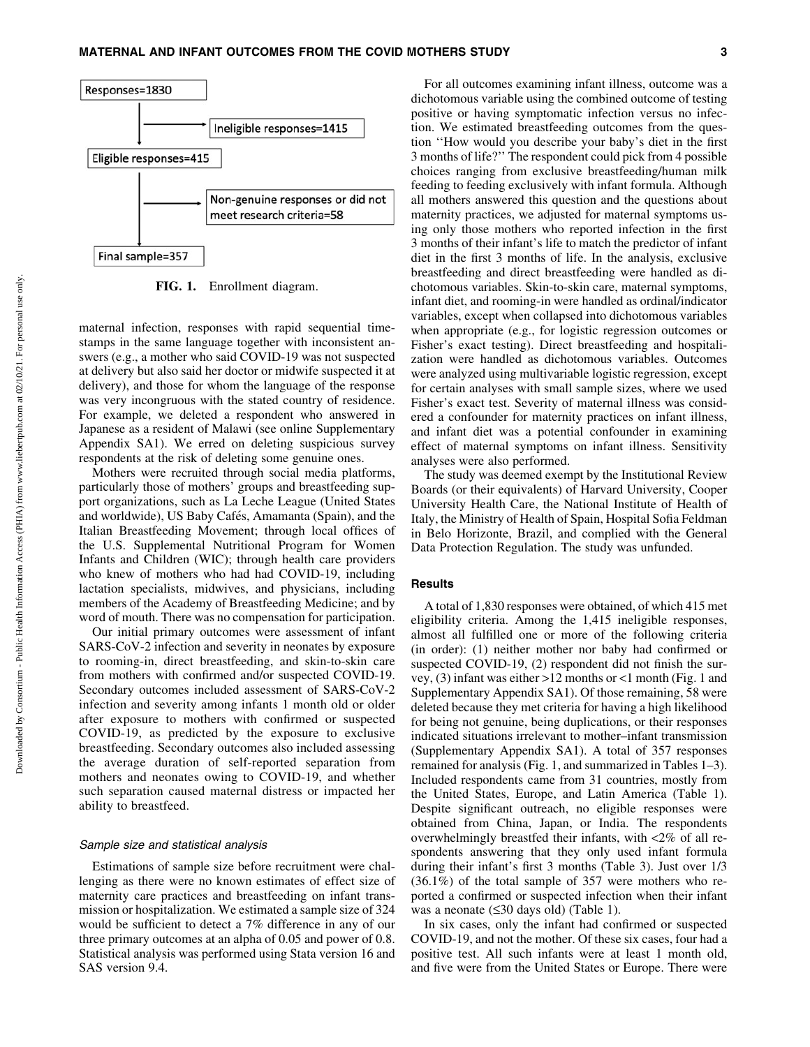Responses=1830

Ineligible responses=1415

Eligible responses=415

Non-genuine responses or did not meet research criteria=58

Final sample=357

**FIG. 1.** Enrollment diagram.

maternal infection, responses with rapid sequential timestamps in the same language together with inconsistent answers (e.g., a mother who said COVID-19 was not suspected at delivery but also said her doctor or midwife suspected it at delivery), and those for whom the language of the response was very incongruous with the stated country of residence. For example, we deleted a respondent who answered in Japanese as a resident of Malawi (see online Supplementary Appendix SA1). We erred on deleting suspicious survey respondents at the risk of deleting some genuine ones.

Mothers were recruited through social media platforms, particularly those of mothers' groups and breastfeeding support organizations, such as La Leche League (United States and worldwide), US Baby Cafés, Amamanta (Spain), and the Italian Breastfeeding Movement; through local offices of the U.S. Supplemental Nutritional Program for Women Infants and Children (WIC); through health care providers who knew of mothers who had had COVID-19, including lactation specialists, midwives, and physicians, including members of the Academy of Breastfeeding Medicine; and by word of mouth. There was no compensation for participation.

Our initial primary outcomes were assessment of infant SARS-CoV-2 infection and severity in neonates by exposure to rooming-in, direct breastfeeding, and skin-to-skin care from mothers with confirmed and/or suspected COVID-19. Secondary outcomes included assessment of SARS-CoV-2 infection and severity among infants 1 month old or older after exposure to mothers with confirmed or suspected COVID-19, as predicted by the exposure to exclusive breastfeeding. Secondary outcomes also included assessing the average duration of self-reported separation from mothers and neonates owing to COVID-19, and whether such separation caused maternal distress or impacted her ability to breastfeed.

### *Sample size and statistical analysis*

Estimations of sample size before recruitment were challenging as there were no known estimates of effect size of maternity care practices and breastfeeding on infant transmission or hospitalization. We estimated a sample size of 324 would be sufficient to detect a 7% difference in any of our three primary outcomes at an alpha of 0.05 and power of 0.8. Statistical analysis was performed using Stata version 16 and SAS version 9.4.

For all outcomes examining infant illness, outcome was a dichotomous variable using the combined outcome of testing positive or having symptomatic infection versus no infection. We estimated breastfeeding outcomes from the question "How would you describe your baby's diet in the first 3 months of life?" The respondent could pick from 4 possible choices ranging from exclusive breastfeeding/human milk feeding to feeding exclusively with infant formula. Although all mothers answered this question and the questions about maternity practices, we adjusted for maternal symptoms using only those mothers who reported infection in the first 3 months of their infant's life to match the predictor of infant diet in the first 3 months of life. In the analysis, exclusive breastfeeding and direct breastfeeding were handled as dichotomous variables. Skin-to-skin care, maternal symptoms, infant diet, and rooming-in were handled as ordinal/indicator variables, except when collapsed into dichotomous variables when appropriate (e.g., for logistic regression outcomes or Fisher's exact testing). Direct breastfeeding and hospitalization were handled as dichotomous variables. Outcomes were analyzed using multivariable logistic regression, except for certain analyses with small sample sizes, where we used Fisher's exact test. Severity of maternal illness was considered a confounder for maternity practices on infant illness, and infant diet was a potential confounder in examining effect of maternal symptoms on infant illness. Sensitivity analyses were also performed.

The study was deemed exempt by the Institutional Review Boards (or their equivalents) of Harvard University, Cooper University Health Care, the National Institute of Health of Italy, the Ministry of Health of Spain, Hospital Sofia Feldman in Belo Horizonte, Brazil, and complied with the General Data Protection Regulation. The study was unfunded.

## Results

A total of 1,830 responses were obtained, of which 415 met eligibility criteria. Among the 1,415 ineligible responses, almost all fulfilled one or more of the following criteria (in order): (1) neither mother nor baby had confirmed or suspected COVID-19, (2) respondent did not finish the survey, (3) infant was either >12 months or <1 month (Fig. 1 and Supplementary Appendix SA1). Of those remaining, 58 were deleted because they met criteria for having a high likelihood for being not genuine, being duplications, or their responses indicated situations irrelevant to mother–infant transmission (Supplementary Appendix SA1). A total of 357 responses remained for analysis (Fig. 1, and summarized in Tables 1–3). Included respondents came from 31 countries, mostly from the United States, Europe, and Latin America (Table 1). Despite significant outreach, no eligible responses were obtained from China, Japan, or India. The respondents overwhelmingly breastfed their infants, with <2% of all respondents answering that they only used infant formula during their infant's first 3 months (Table 3). Just over 1/3 (36.1%) of the total sample of 357 were mothers who reported a confirmed or suspected infection when their infant was a neonate (≤30 days old) (Table 1).

In six cases, only the infant had confirmed or suspected COVID-19, and not the mother. Of these six cases, four had a positive test. All such infants were at least 1 month old, and five were from the United States or Europe. There were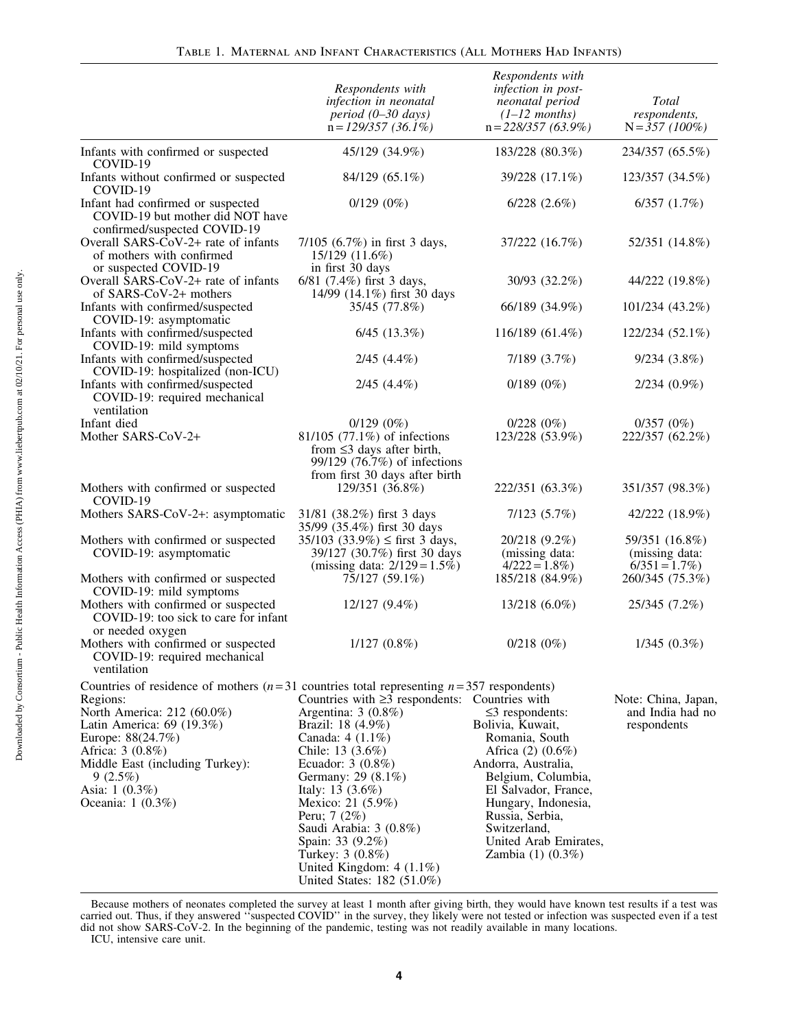Table 1. Maternal and Infant Characteristics (All Mothers Had Infants)

| | *Respondents with infection in neonatal period (0–30 days)* n = *129/357 (36.1%)* | *Respondents with infection in post-neonatal period (1–12 months)* n = *228/357 (63.9%)* | *Total respondents,* N = *357 (100%)* |
|---|---|---|---|
| Infants with confirmed or suspected COVID-19 | 45/129 (34.9%) | 183/228 (80.3%) | 234/357 (65.5%) |
| Infants without confirmed or suspected COVID-19 | 84/129 (65.1%) | 39/228 (17.1%) | 123/357 (34.5%) |
| Infant had confirmed or suspected COVID-19 but mother did NOT have confirmed/suspected COVID-19 | 0/129 (0%) | 6/228 (2.6%) | 6/357 (1.7%) |
| Overall SARS-CoV-2+ rate of infants of mothers with confirmed or suspected COVID-19 | 7/105 (6.7%) in first 3 days, 15/129 (11.6%) in first 30 days | 37/222 (16.7%) | 52/351 (14.8%) |
| Overall SARS-CoV-2+ rate of infants of SARS-CoV-2+ mothers | 6/81 (7.4%) first 3 days, 14/99 (14.1%) first 30 days | 30/93 (32.2%) | 44/222 (19.8%) |
| Infants with confirmed/suspected COVID-19: asymptomatic | 35/45 (77.8%) | 66/189 (34.9%) | 101/234 (43.2%) |
| Infants with confirmed/suspected COVID-19: mild symptoms | 6/45 (13.3%) | 116/189 (61.4%) | 122/234 (52.1%) |
| Infants with confirmed/suspected COVID-19: hospitalized (non-ICU) | 2/45 (4.4%) | 7/189 (3.7%) | 9/234 (3.8%) |
| Infants with confirmed/suspected COVID-19: required mechanical ventilation | 2/45 (4.4%) | 0/189 (0%) | 2/234 (0.9%) |
| Infant died | 0/129 (0%) | 0/228 (0%) | 0/357 (0%) |
| Mother SARS-CoV-2+ | 81/105 (77.1%) of infections from ≤3 days after birth, 99/129 (76.7%) of infections from first 30 days after birth | 123/228 (53.9%) | 222/357 (62.2%) |
| Mothers with confirmed or suspected COVID-19 | 129/351 (36.8%) | 222/351 (63.3%) | 351/357 (98.3%) |
| Mothers SARS-CoV-2+: asymptomatic | 31/81 (38.2%) first 3 days 35/99 (35.4%) first 30 days | 7/123 (5.7%) | 42/222 (18.9%) |
| Mothers with confirmed or suspected COVID-19: asymptomatic | 35/103 (33.9%) ≤ first 3 days, 39/127 (30.7%) first 30 days (missing data: 2/129 = 1.5%) | 20/218 (9.2%) (missing data: 4/222 = 1.8%) | 59/351 (16.8%) (missing data: 6/351 = 1.7%) |
| Mothers with confirmed or suspected COVID-19: mild symptoms | 75/127 (59.1%) | 185/218 (84.9%) | 260/345 (75.3%) |
| Mothers with confirmed or suspected COVID-19: too sick to care for infant or needed oxygen | 12/127 (9.4%) | 13/218 (6.0%) | 25/345 (7.2%) |
| Mothers with confirmed or suspected COVID-19: required mechanical ventilation | 1/127 (0.8%) | 0/218 (0%) | 1/345 (0.3%) |
| Countries of residence of mothers ($n$ = 31 countries total representing $n$ = 357 respondents) | | | |
| Regions: North America: 212 (60.0%) Latin America: 69 (19.3%) Europe: 88(24.7%) Africa: 3 (0.8%) Middle East (including Turkey): 9 (2.5%) Asia: 1 (0.3%) Oceania: 1 (0.3%) | Countries with ≥3 respondents: Argentina: 3 (0.8%) Brazil: 18 (4.9%) Canada: 4 (1.1%) Chile: 13 (3.6%) Ecuador: 3 (0.8%) Germany: 29 (8.1%) Italy: 13 (3.6%) Mexico: 21 (5.9%) Peru; 7 (2%) Saudi Arabia: 3 (0.8%) Spain: 33 (9.2%) Turkey: 3 (0.8%) United Kingdom: 4 (1.1%) United States: 182 (51.0%) | Countries with ≤3 respondents: Bolivia, Kuwait, Romania, South Africa (2) (0.6%) Andorra, Australia, Belgium, Columbia, El Salvador, France, Hungary, Indonesia, Russia, Serbia, Switzerland, United Arab Emirates, Zambia (1) (0.3%) | Note: China, Japan, and India had no respondents |

Because mothers of neonates completed the survey at least 1 month after giving birth, they would have known test results if a test was carried out. Thus, if they answered "suspected COVID" in the survey, they likely were not tested or infection was suspected even if a test did not show SARS-CoV-2. In the beginning of the pandemic, testing was not readily available in many locations.

ICU, intensive care unit.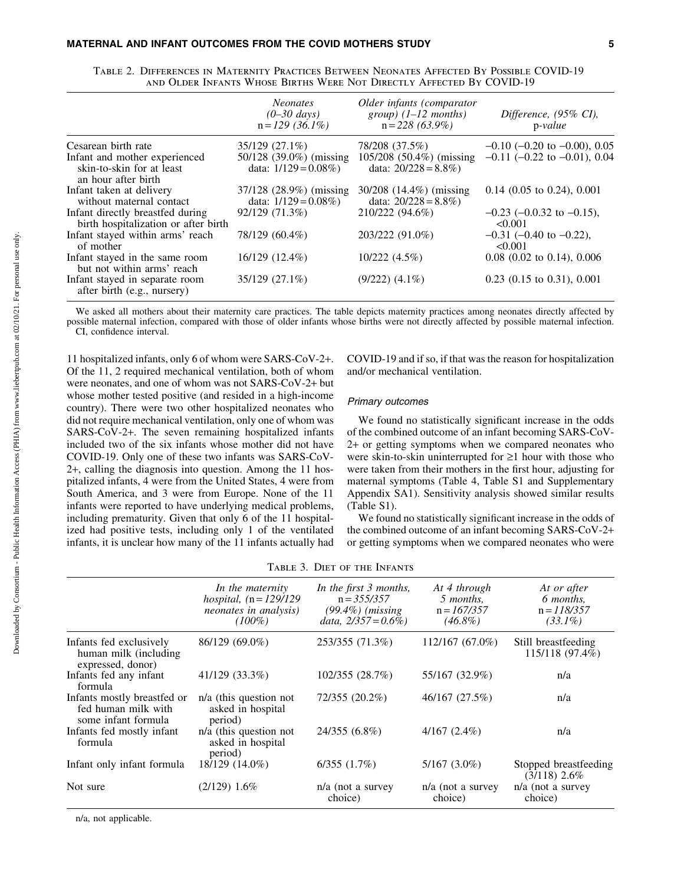Table 2. Differences in Maternity Practices Between Neonates Affected By Possible COVID-19 and Older Infants Whose Births Were Not Directly Affected By COVID-19

| | *Neonates (0–30 days)* n = *129 (36.1%)* | *Older infants (comparator group) (1–12 months)* n = *228 (63.9%)* | *Difference, (95% CI),* p-*value* |
|---|---|---|---|
| Cesarean birth rate | 35/129 (27.1%) | 78/208 (37.5%) | −0.10 (−0.20 to −0.00), 0.05 |
| Infant and mother experienced skin-to-skin for at least an hour after birth | 50/128 (39.0%) (missing data: 1/129 = 0.08%) | 105/208 (50.4%) (missing data: 20/228 = 8.8%) | −0.11 (−0.22 to −0.01), 0.04 |
| Infant taken at delivery without maternal contact | 37/128 (28.9%) (missing data: 1/129 = 0.08%) | 30/208 (14.4%) (missing data: 20/228 = 8.8%) | 0.14 (0.05 to 0.24), 0.001 |
| Infant directly breastfed during birth hospitalization or after birth | 92/129 (71.3%) | 210/222 (94.6%) | −0.23 (−0.0.32 to −0.15), <0.001 |
| Infant stayed within arms' reach of mother | 78/129 (60.4%) | 203/222 (91.0%) | −0.31 (−0.40 to −0.22), <0.001 |
| Infant stayed in the same room but not within arms' reach | 16/129 (12.4%) | 10/222 (4.5%) | 0.08 (0.02 to 0.14), 0.006 |
| Infant stayed in separate room after birth (e.g., nursery) | 35/129 (27.1%) | (9/222) (4.1%) | 0.23 (0.15 to 0.31), 0.001 |

We asked all mothers about their maternity care practices. The table depicts maternity practices among neonates directly affected by possible maternal infection, compared with those of older infants whose births were not directly affected by possible maternal infection.
CI, confidence interval.

11 hospitalized infants, only 6 of whom were SARS-CoV-2+. Of the 11, 2 required mechanical ventilation, both of whom were neonates, and one of whom was not SARS-CoV-2+ but whose mother tested positive (and resided in a high-income country). There were two other hospitalized neonates who did not require mechanical ventilation, only one of whom was SARS-CoV-2+. The seven remaining hospitalized infants included two of the six infants whose mother did not have COVID-19. Only one of these two infants was SARS-CoV-2+, calling the diagnosis into question. Among the 11 hospitalized infants, 4 were from the United States, 4 were from South America, and 3 were from Europe. None of the 11 infants were reported to have underlying medical problems, including prematurity. Given that only 6 of the 11 hospitalized had positive tests, including only 1 of the ventilated infants, it is unclear how many of the 11 infants actually had COVID-19 and if so, if that was the reason for hospitalization and/or mechanical ventilation.

#### Primary outcomes

We found no statistically significant increase in the odds of the combined outcome of an infant becoming SARS-CoV-2+ or getting symptoms when we compared neonates who were skin-to-skin uninterrupted for ≥1 hour with those who were taken from their mothers in the first hour, adjusting for maternal symptoms (Table 4, Table S1 and Supplementary Appendix SA1). Sensitivity analysis showed similar results (Table S1).

We found no statistically significant increase in the odds of the combined outcome of an infant becoming SARS-CoV-2+ or getting symptoms when we compared neonates who were

Table 3. Diet of the Infants

| | *In the maternity hospital,* (n = *129/129 neonates in analysis) (100%)* | *In the first 3 months,* n = *355/357 (99.4%) (missing data, 2/357 = 0.6%)* | *At 4 through 5 months,* n = *167/357 (46.8%)* | *At or after 6 months,* n = *118/357 (33.1%)* |
|---|---|---|---|---|
| Infants fed exclusively human milk (including expressed, donor) | 86/129 (69.0%) | 253/355 (71.3%) | 112/167 (67.0%) | Still breastfeeding 115/118 (97.4%) |
| Infants fed any infant formula | 41/129 (33.3%) | 102/355 (28.7%) | 55/167 (32.9%) | n/a |
| Infants mostly breastfed or fed human milk with some infant formula | n/a (this question not asked in hospital period) | 72/355 (20.2%) | 46/167 (27.5%) | n/a |
| Infants fed mostly infant formula | n/a (this question not asked in hospital period) | 24/355 (6.8%) | 4/167 (2.4%) | n/a |
| Infant only infant formula | 18/129 (14.0%) | 6/355 (1.7%) | 5/167 (3.0%) | Stopped breastfeeding (3/118) 2.6% |
| Not sure | (2/129) 1.6% | n/a (not a survey choice) | n/a (not a survey choice) | n/a (not a survey choice) |

n/a, not applicable.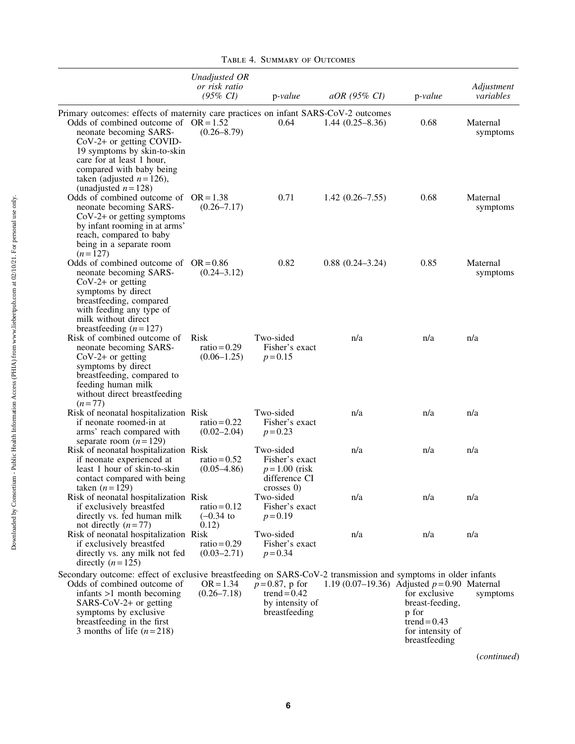Table 4. Summary of Outcomes

| | Unadjusted OR or risk ratio (95% CI) | p-value | aOR (95% CI) | p-value | Adjustment variables |
|---|---|---|---|---|---|
| Primary outcomes: effects of maternity care practices on infant SARS-CoV-2 outcomes | | | | | |
| Odds of combined outcome of neonate becoming SARS-CoV-2+ or getting COVID-19 symptoms by skin-to-skin care for at least 1 hour, compared with baby being taken (adjusted $n=126$), (unadjusted $n=128$) | OR = 1.52 (0.26–8.79) | 0.64 | 1.44 (0.25–8.36) | 0.68 | Maternal symptoms |
| Odds of combined outcome of neonate becoming SARS-CoV-2+ or getting symptoms by infant rooming in at arms' reach, compared to baby being in a separate room ($n=127$) | OR = 1.38 (0.26–7.17) | 0.71 | 1.42 (0.26–7.55) | 0.68 | Maternal symptoms |
| Odds of combined outcome of neonate becoming SARS-CoV-2+ or getting symptoms by direct breastfeeding, compared with feeding any type of milk without direct breastfeeding ($n=127$) | OR = 0.86 (0.24–3.12) | 0.82 | 0.88 (0.24–3.24) | 0.85 | Maternal symptoms |
| Risk of combined outcome of neonate becoming SARS-CoV-2+ or getting symptoms by direct breastfeeding, compared to feeding human milk without direct breastfeeding ($n=77$) | Risk ratio = 0.29 (0.06–1.25) | Two-sided Fisher's exact $p=0.15$ | n/a | n/a | n/a |
| Risk of neonatal hospitalization if neonate roomed-in at arms' reach compared with separate room ($n=129$) | Risk ratio = 0.22 (0.02–2.04) | Two-sided Fisher's exact $p=0.23$ | n/a | n/a | n/a |
| Risk of neonatal hospitalization if neonate experienced at least 1 hour of skin-to-skin contact compared with being taken ($n=129$) | Risk ratio = 0.52 (0.05–4.86) | Two-sided Fisher's exact $p=1.00$ (risk difference CI crosses 0) | n/a | n/a | n/a |
| Risk of neonatal hospitalization if exclusively breastfed directly vs. fed human milk not directly ($n=77$) | Risk ratio = 0.12 (–0.34 to 0.12) | Two-sided Fisher's exact $p=0.19$ | n/a | n/a | n/a |
| Risk of neonatal hospitalization if exclusively breastfed directly vs. any milk not fed directly ($n=125$) | Risk ratio = 0.29 (0.03–2.71) | Two-sided Fisher's exact $p=0.34$ | n/a | n/a | n/a |
| Secondary outcome: effect of exclusive breastfeeding on SARS-CoV-2 transmission and symptoms in older infants | | | | | |
| Odds of combined outcome of infants >1 month becoming SARS-CoV-2+ or getting symptoms by exclusive breastfeeding in the first 3 months of life ($n=218$) | OR = 1.34 (0.26–7.18) | $p=0.87$, p for trend = 0.42 by intensity of breastfeeding | 1.19 (0.07–19.36) | Adjusted $p=0.90$ for exclusive breast-feeding, p for trend = 0.43 for intensity of breastfeeding | Maternal symptoms |

(*continued*)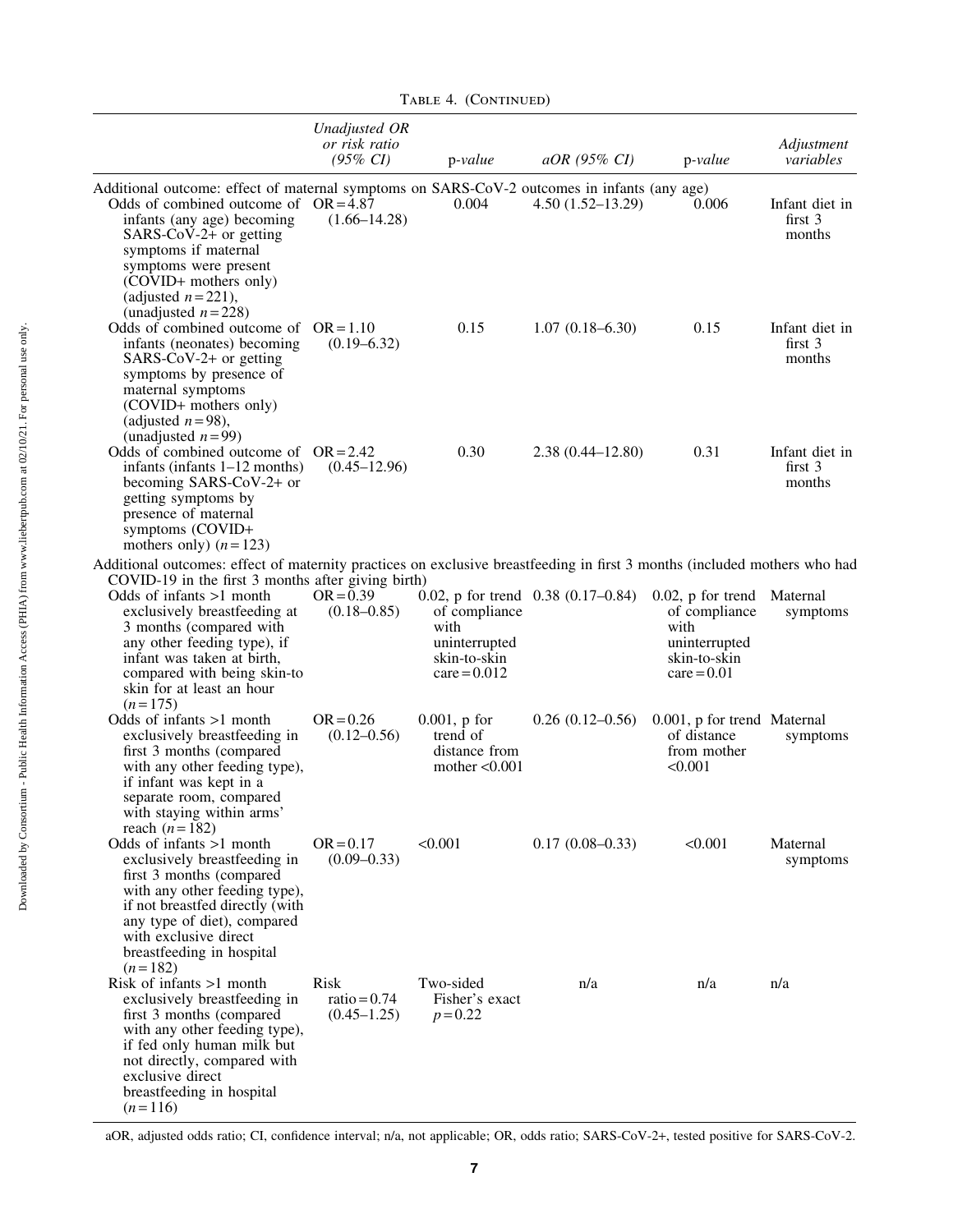Table 4. (Continued)

| | Unadjusted OR or risk ratio (95% CI) | p-value | aOR (95% CI) | p-value | Adjustment variables |
|---|---|---|---|---|---|
| Additional outcome: effect of maternal symptoms on SARS-CoV-2 outcomes in infants (any age) | | | | | |
| Odds of combined outcome of infants (any age) becoming SARS-CoV-2+ or getting symptoms if maternal symptoms were present (COVID+ mothers only) (adjusted $n=221$), (unadjusted $n=228$) | OR = 4.87 (1.66–14.28) | 0.004 | 4.50 (1.52–13.29) | 0.006 | Infant diet in first 3 months |
| Odds of combined outcome of infants (neonates) becoming SARS-CoV-2+ or getting symptoms by presence of maternal symptoms (COVID+ mothers only) (adjusted $n=98$), (unadjusted $n=99$) | OR = 1.10 (0.19–6.32) | 0.15 | 1.07 (0.18–6.30) | 0.15 | Infant diet in first 3 months |
| Odds of combined outcome of infants (infants 1–12 months) becoming SARS-CoV-2+ or getting symptoms by presence of maternal symptoms (COVID+ mothers only) ($n=123$) | OR = 2.42 (0.45–12.96) | 0.30 | 2.38 (0.44–12.80) | 0.31 | Infant diet in first 3 months |
| Additional outcomes: effect of maternity practices on exclusive breastfeeding in first 3 months (included mothers who had COVID-19 in the first 3 months after giving birth) | | | | | |
| Odds of infants >1 month exclusively breastfeeding at 3 months (compared with any other feeding type), if infant was taken at birth, compared with being skin-to skin for at least an hour ($n=175$) | OR = 0.39 (0.18–0.85) | 0.02, p for trend of compliance with uninterrupted skin-to-skin care = 0.012 | 0.38 (0.17–0.84) | 0.02, p for trend of compliance with uninterrupted skin-to-skin care = 0.01 | Maternal symptoms |
| Odds of infants >1 month exclusively breastfeeding in first 3 months (compared with any other feeding type), if infant was kept in a separate room, compared with staying within arms' reach ($n=182$) | OR = 0.26 (0.12–0.56) | 0.001, p for trend of distance from mother <0.001 | 0.26 (0.12–0.56) | 0.001, p for trend of distance from mother <0.001 | Maternal symptoms |
| Odds of infants >1 month exclusively breastfeeding in first 3 months (compared with any other feeding type), if not breastfed directly (with any type of diet), compared with exclusive direct breastfeeding in hospital ($n=182$) | OR = 0.17 (0.09–0.33) | <0.001 | 0.17 (0.08–0.33) | <0.001 | Maternal symptoms |
| Risk of infants >1 month exclusively breastfeeding in first 3 months (compared with any other feeding type), if fed only human milk but not directly, compared with exclusive direct breastfeeding in hospital ($n=116$) | Risk ratio = 0.74 (0.45–1.25) | Two-sided Fisher's exact $p=0.22$ | n/a | n/a | n/a |

aOR, adjusted odds ratio; CI, confidence interval; n/a, not applicable; OR, odds ratio; SARS-CoV-2+, tested positive for SARS-CoV-2.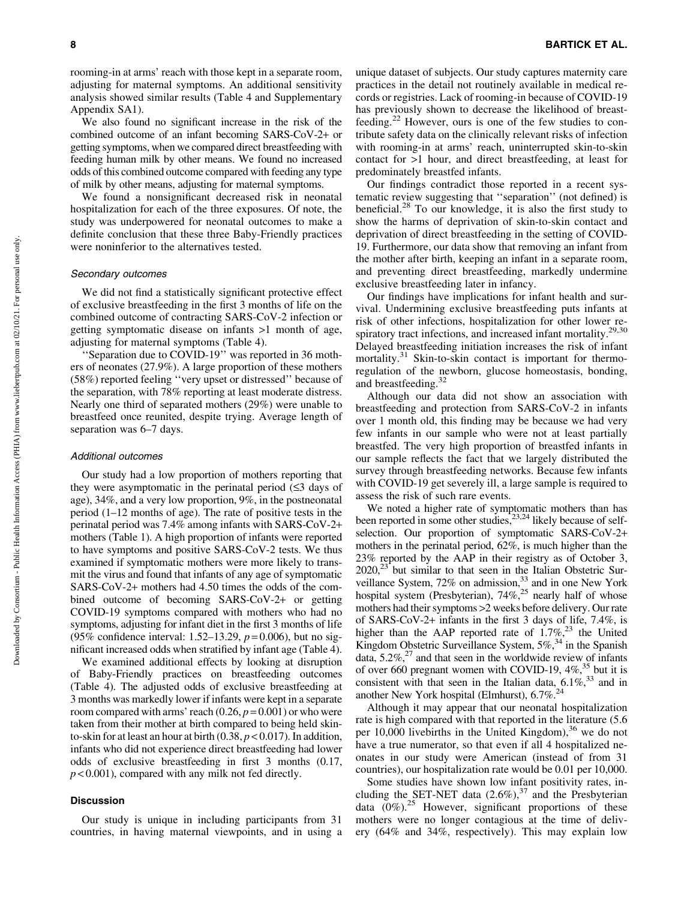rooming-in at arms' reach with those kept in a separate room, adjusting for maternal symptoms. An additional sensitivity analysis showed similar results (Table 4 and Supplementary Appendix SA1).

We also found no significant increase in the risk of the combined outcome of an infant becoming SARS-CoV-2+ or getting symptoms, when we compared direct breastfeeding with feeding human milk by other means. We found no increased odds of this combined outcome compared with feeding any type of milk by other means, adjusting for maternal symptoms.

We found a nonsignificant decreased risk in neonatal hospitalization for each of the three exposures. Of note, the study was underpowered for neonatal outcomes to make a definite conclusion that these three Baby-Friendly practices were noninferior to the alternatives tested.

#### *Secondary outcomes*

We did not find a statistically significant protective effect of exclusive breastfeeding in the first 3 months of life on the combined outcome of contracting SARS-CoV-2 infection or getting symptomatic disease on infants >1 month of age, adjusting for maternal symptoms (Table 4).

''Separation due to COVID-19'' was reported in 36 mothers of neonates (27.9%). A large proportion of these mothers (58%) reported feeling ''very upset or distressed'' because of the separation, with 78% reporting at least moderate distress. Nearly one third of separated mothers (29%) were unable to breastfeed once reunited, despite trying. Average length of separation was 6–7 days.

#### *Additional outcomes*

Our study had a low proportion of mothers reporting that they were asymptomatic in the perinatal period ($\leq$3 days of age), 34%, and a very low proportion, 9%, in the postneonatal period (1–12 months of age). The rate of positive tests in the perinatal period was 7.4% among infants with SARS-CoV-2+ mothers (Table 1). A high proportion of infants were reported to have symptoms and positive SARS-CoV-2 tests. We thus examined if symptomatic mothers were more likely to transmit the virus and found that infants of any age of symptomatic SARS-CoV-2+ mothers had 4.50 times the odds of the combined outcome of becoming SARS-CoV-2+ or getting COVID-19 symptoms compared with mothers who had no symptoms, adjusting for infant diet in the first 3 months of life (95% confidence interval: 1.52–13.29, $p = 0.006$), but no significant increased odds when stratified by infant age (Table 4).

We examined additional effects by looking at disruption of Baby-Friendly practices on breastfeeding outcomes (Table 4). The adjusted odds of exclusive breastfeeding at 3 months was markedly lower if infants were kept in a separate room compared with arms' reach (0.26, $p = 0.001$) or who were taken from their mother at birth compared to being held skin-to-skin for at least an hour at birth (0.38, $p < 0.017$). In addition, infants who did not experience direct breastfeeding had lower odds of exclusive breastfeeding in first 3 months (0.17, $p < 0.001$), compared with any milk not fed directly.

### Discussion

Our study is unique in including participants from 31 countries, in having maternal viewpoints, and in using a unique dataset of subjects. Our study captures maternity care practices in the detail not routinely available in medical records or registries. Lack of rooming-in because of COVID-19 has previously shown to decrease the likelihood of breastfeeding.[22] However, ours is one of the few studies to contribute safety data on the clinically relevant risks of infection with rooming-in at arms' reach, uninterrupted skin-to-skin contact for >1 hour, and direct breastfeeding, at least for predominately breastfed infants.

Our findings contradict those reported in a recent systematic review suggesting that ''separation'' (not defined) is beneficial.[28] To our knowledge, it is also the first study to show the harms of deprivation of skin-to-skin contact and deprivation of direct breastfeeding in the setting of COVID-19. Furthermore, our data show that removing an infant from the mother after birth, keeping an infant in a separate room, and preventing direct breastfeeding, markedly undermine exclusive breastfeeding later in infancy.

Our findings have implications for infant health and survival. Undermining exclusive breastfeeding puts infants at risk of other infections, hospitalization for other lower respiratory tract infections, and increased infant mortality.[29,30] Delayed breastfeeding initiation increases the risk of infant mortality.[31] Skin-to-skin contact is important for thermoregulation of the newborn, glucose homeostasis, bonding, and breastfeeding.[32]

Although our data did not show an association with breastfeeding and protection from SARS-CoV-2 in infants over 1 month old, this finding may be because we had very few infants in our sample who were not at least partially breastfed. The very high proportion of breastfed infants in our sample reflects the fact that we largely distributed the survey through breastfeeding networks. Because few infants with COVID-19 get severely ill, a large sample is required to assess the risk of such rare events.

We noted a higher rate of symptomatic mothers than has been reported in some other studies,[23,24] likely because of self-selection. Our proportion of symptomatic SARS-CoV-2+ mothers in the perinatal period, 62%, is much higher than the 23% reported by the AAP in their registry as of October 3, 2020,[23] but similar to that seen in the Italian Obstetric Surveillance System, 72% on admission,[33] and in one New York hospital system (Presbyterian), 74%,[25] nearly half of whose mothers had their symptoms >2 weeks before delivery. Our rate of SARS-CoV-2+ infants in the first 3 days of life, 7.4%, is higher than the AAP reported rate of 1.7%,[23] the United Kingdom Obstetric Surveillance System, 5%,[34] in the Spanish data, 5.2%,[27] and that seen in the worldwide review of infants of over 660 pregnant women with COVID-19, 4%,[35] but it is consistent with that seen in the Italian data, 6.1%,[33] and in another New York hospital (Elmhurst), 6.7%.[24]

Although it may appear that our neonatal hospitalization rate is high compared with that reported in the literature (5.6 per 10,000 livebirths in the United Kingdom),[36] we do not have a true numerator, so that even if all 4 hospitalized neonates in our study were American (instead of from 31 countries), our hospitalization rate would be 0.01 per 10,000.

Some studies have shown low infant positivity rates, including the SET-NET data (2.6%),[37] and the Presbyterian data (0%).[25] However, significant proportions of these mothers were no longer contagious at the time of delivery (64% and 34%, respectively). This may explain low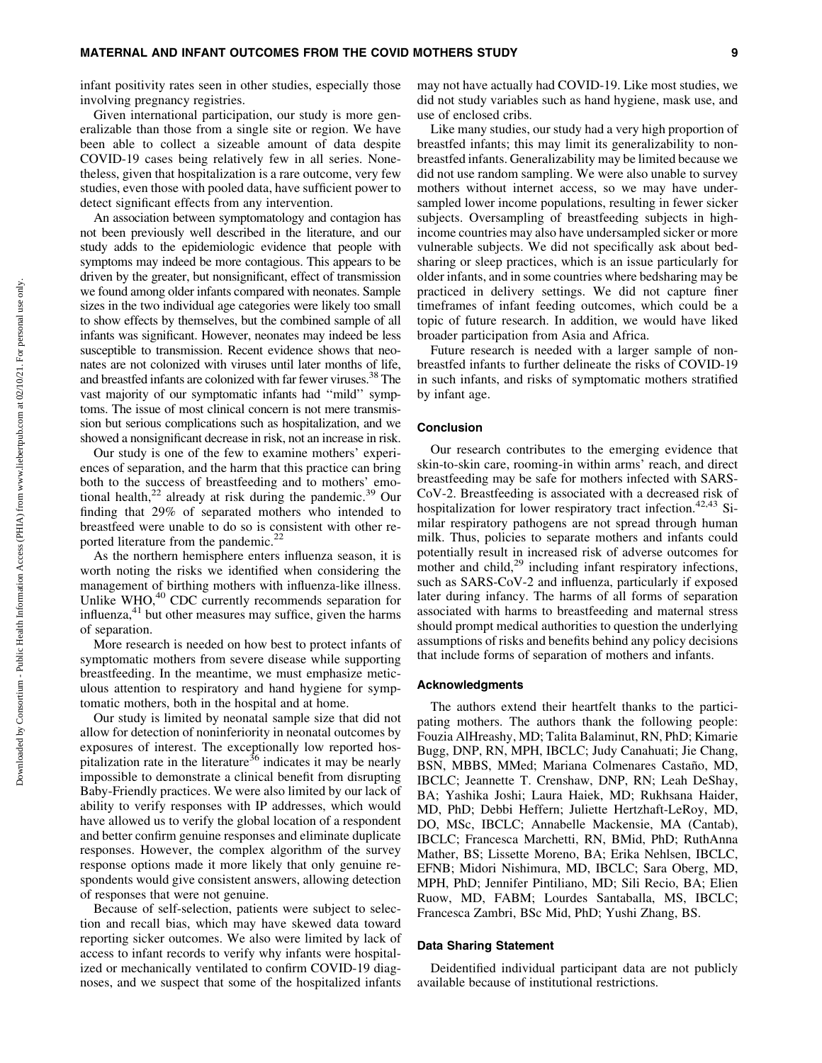infant positivity rates seen in other studies, especially those involving pregnancy registries.

Given international participation, our study is more generalizable than those from a single site or region. We have been able to collect a sizeable amount of data despite COVID-19 cases being relatively few in all series. Nonetheless, given that hospitalization is a rare outcome, very few studies, even those with pooled data, have sufficient power to detect significant effects from any intervention.

An association between symptomatology and contagion has not been previously well described in the literature, and our study adds to the epidemiologic evidence that people with symptoms may indeed be more contagious. This appears to be driven by the greater, but nonsignificant, effect of transmission we found among older infants compared with neonates. Sample sizes in the two individual age categories were likely too small to show effects by themselves, but the combined sample of all infants was significant. However, neonates may indeed be less susceptible to transmission. Recent evidence shows that neonates are not colonized with viruses until later months of life, and breastfed infants are colonized with far fewer viruses.[38] The vast majority of our symptomatic infants had "mild" symptoms. The issue of most clinical concern is not mere transmission but serious complications such as hospitalization, and we showed a nonsignificant decrease in risk, not an increase in risk.

Our study is one of the few to examine mothers' experiences of separation, and the harm that this practice can bring both to the success of breastfeeding and to mothers' emotional health,[22] already at risk during the pandemic.[39] Our finding that 29% of separated mothers who intended to breastfeed were unable to do so is consistent with other reported literature from the pandemic.[22]

As the northern hemisphere enters influenza season, it is worth noting the risks we identified when considering the management of birthing mothers with influenza-like illness. Unlike WHO,[40] CDC currently recommends separation for influenza,[41] but other measures may suffice, given the harms of separation.

More research is needed on how best to protect infants of symptomatic mothers from severe disease while supporting breastfeeding. In the meantime, we must emphasize meticulous attention to respiratory and hand hygiene for symptomatic mothers, both in the hospital and at home.

Our study is limited by neonatal sample size that did not allow for detection of noninferiority in neonatal outcomes by exposures of interest. The exceptionally low reported hospitalization rate in the literature[36] indicates it may be nearly impossible to demonstrate a clinical benefit from disrupting Baby-Friendly practices. We were also limited by our lack of ability to verify responses with IP addresses, which would have allowed us to verify the global location of a respondent and better confirm genuine responses and eliminate duplicate responses. However, the complex algorithm of the survey response options made it more likely that only genuine respondents would give consistent answers, allowing detection of responses that were not genuine.

Because of self-selection, patients were subject to selection and recall bias, which may have skewed data toward reporting sicker outcomes. We also were limited by lack of access to infant records to verify why infants were hospitalized or mechanically ventilated to confirm COVID-19 diagnoses, and we suspect that some of the hospitalized infants may not have actually had COVID-19. Like most studies, we did not study variables such as hand hygiene, mask use, and use of enclosed cribs.

Like many studies, our study had a very high proportion of breastfed infants; this may limit its generalizability to non-breastfed infants. Generalizability may be limited because we did not use random sampling. We were also unable to survey mothers without internet access, so we may have undersampled lower income populations, resulting in fewer sicker subjects. Oversampling of breastfeeding subjects in high-income countries may also have undersampled sicker or more vulnerable subjects. We did not specifically ask about bedsharing or sleep practices, which is an issue particularly for older infants, and in some countries where bedsharing may be practiced in delivery settings. We did not capture finer timeframes of infant feeding outcomes, which could be a topic of future research. In addition, we would have liked broader participation from Asia and Africa.

Future research is needed with a larger sample of non-breastfed infants to further delineate the risks of COVID-19 in such infants, and risks of symptomatic mothers stratified by infant age.

### Conclusion

Our research contributes to the emerging evidence that skin-to-skin care, rooming-in within arms' reach, and direct breastfeeding may be safe for mothers infected with SARS-CoV-2. Breastfeeding is associated with a decreased risk of hospitalization for lower respiratory tract infection.[42,43] Similar respiratory pathogens are not spread through human milk. Thus, policies to separate mothers and infants could potentially result in increased risk of adverse outcomes for mother and child,[29] including infant respiratory infections, such as SARS-CoV-2 and influenza, particularly if exposed later during infancy. The harms of all forms of separation associated with harms to breastfeeding and maternal stress should prompt medical authorities to question the underlying assumptions of risks and benefits behind any policy decisions that include forms of separation of mothers and infants.

### Acknowledgments

The authors extend their heartfelt thanks to the participating mothers. The authors thank the following people: Fouzia AlHreashy, MD; Talita Balaminut, RN, PhD; Kimarie Bugg, DNP, RN, MPH, IBCLC; Judy Canahuati; Jie Chang, BSN, MBBS, MMed; Mariana Colmenares Castaño, MD, IBCLC; Jeannette T. Crenshaw, DNP, RN; Leah DeShay, BA; Yashika Joshi; Laura Haiek, MD; Rukhsana Haider, MD, PhD; Debbi Heffern; Juliette Hertzhaft-LeRoy, MD, DO, MSc, IBCLC; Annabelle Mackensie, MA (Cantab), IBCLC; Francesca Marchetti, RN, BMid, PhD; RuthAnna Mather, BS; Lissette Moreno, BA; Erika Nehlsen, IBCLC, EFNB; Midori Nishimura, MD, IBCLC; Sara Oberg, MD, MPH, PhD; Jennifer Pintiliano, MD; Sili Recio, BA; Elien Ruow, MD, FABM; Lourdes Santaballa, MS, IBCLC; Francesca Zambri, BSc Mid, PhD; Yushi Zhang, BS.

### Data Sharing Statement

Deidentified individual participant data are not publicly available because of institutional restrictions.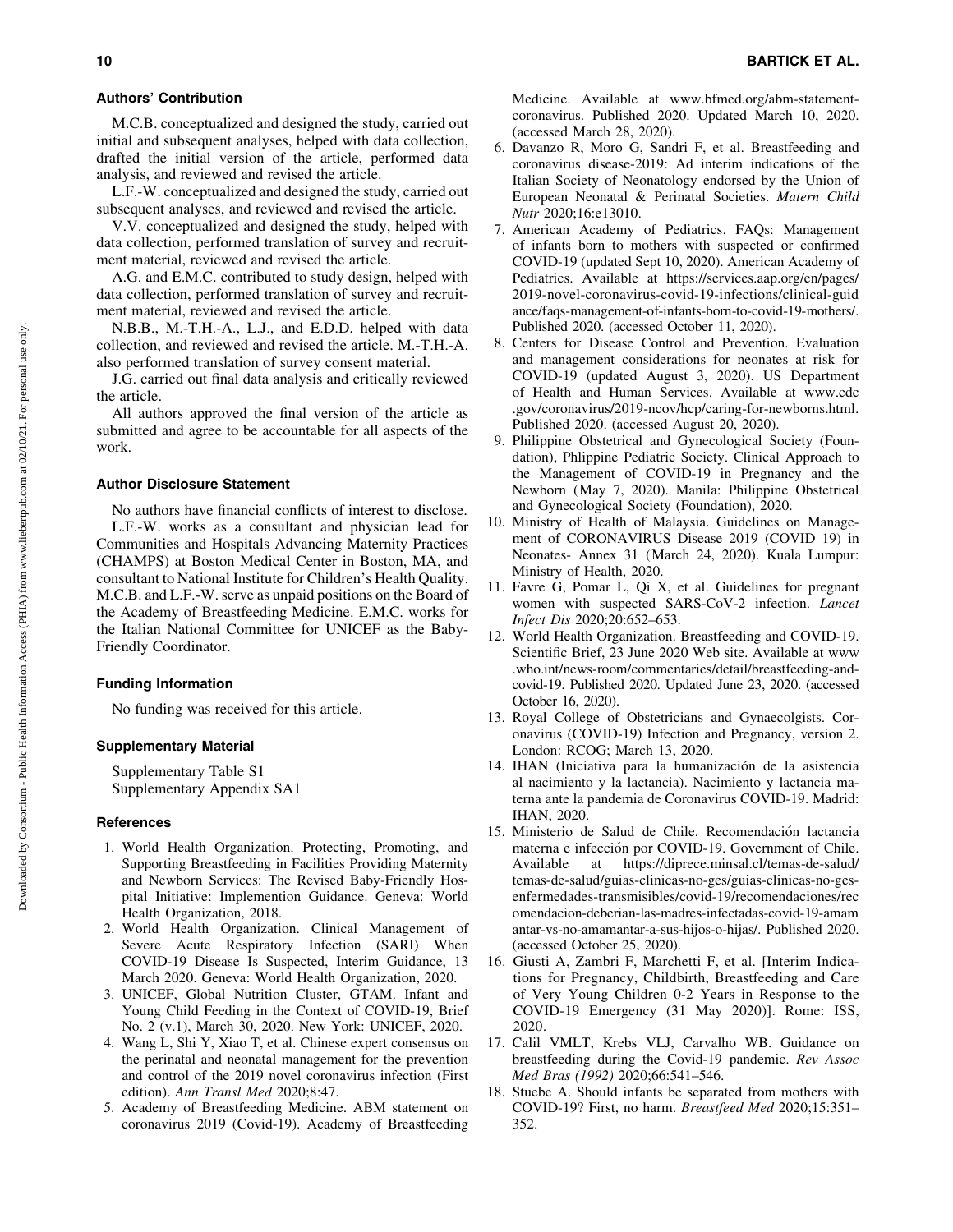### Authors' Contribution

M.C.B. conceptualized and designed the study, carried out initial and subsequent analyses, helped with data collection, drafted the initial version of the article, performed data analysis, and reviewed and revised the article.

L.F.-W. conceptualized and designed the study, carried out subsequent analyses, and reviewed and revised the article.

V.V. conceptualized and designed the study, helped with data collection, performed translation of survey and recruitment material, reviewed and revised the article.

A.G. and E.M.C. contributed to study design, helped with data collection, performed translation of survey and recruitment material, reviewed and revised the article.

N.B.B., M.-T.H.-A., L.J., and E.D.D. helped with data collection, and reviewed and revised the article. M.-T.H.-A. also performed translation of survey consent material.

J.G. carried out final data analysis and critically reviewed the article.

All authors approved the final version of the article as submitted and agree to be accountable for all aspects of the work.

### Author Disclosure Statement

No authors have financial conflicts of interest to disclose. L.F.-W. works as a consultant and physician lead for Communities and Hospitals Advancing Maternity Practices (CHAMPS) at Boston Medical Center in Boston, MA, and consultant to National Institute for Children's Health Quality. M.C.B. and L.F.-W. serve as unpaid positions on the Board of the Academy of Breastfeeding Medicine. E.M.C. works for the Italian National Committee for UNICEF as the Baby-Friendly Coordinator.

### Funding Information

No funding was received for this article.

### Supplementary Material

Supplementary Table S1
Supplementary Appendix SA1

### References

1. World Health Organization. Protecting, Promoting, and Supporting Breastfeeding in Facilities Providing Maternity and Newborn Services: The Revised Baby-Friendly Hospital Initiative: Implemention Guidance. Geneva: World Health Organization, 2018.
2. World Health Organization. Clinical Management of Severe Acute Respiratory Infection (SARI) When COVID-19 Disease Is Suspected, Interim Guidance, 13 March 2020. Geneva: World Health Organization, 2020.
3. UNICEF, Global Nutrition Cluster, GTAM. Infant and Young Child Feeding in the Context of COVID-19, Brief No. 2 (v.1), March 30, 2020. New York: UNICEF, 2020.
4. Wang L, Shi Y, Xiao T, et al. Chinese expert consensus on the perinatal and neonatal management for the prevention and control of the 2019 novel coronavirus infection (First edition). *Ann Transl Med* 2020;8:47.
5. Academy of Breastfeeding Medicine. ABM statement on coronavirus 2019 (Covid-19). Academy of Breastfeeding Medicine. Available at www.bfmed.org/abm-statement-coronavirus. Published 2020. Updated March 10, 2020. (accessed March 28, 2020).
6. Davanzo R, Moro G, Sandri F, et al. Breastfeeding and coronavirus disease-2019: Ad interim indications of the Italian Society of Neonatology endorsed by the Union of European Neonatal & Perinatal Societies. *Matern Child Nutr* 2020;16:e13010.
7. American Academy of Pediatrics. FAQs: Management of infants born to mothers with suspected or confirmed COVID-19 (updated Sept 10, 2020). American Academy of Pediatrics. Available at https://services.aap.org/en/pages/2019-novel-coronavirus-covid-19-infections/clinical-guidance/faqs-management-of-infants-born-to-covid-19-mothers/. Published 2020. (accessed October 11, 2020).
8. Centers for Disease Control and Prevention. Evaluation and management considerations for neonates at risk for COVID-19 (updated August 3, 2020). US Department of Health and Human Services. Available at www.cdc.gov/coronavirus/2019-ncov/hcp/caring-for-newborns.html. Published 2020. (accessed August 20, 2020).
9. Philippine Obstetrical and Gynecological Society (Foundation), Phlippine Pediatric Society. Clinical Approach to the Management of COVID-19 in Pregnancy and the Newborn (May 7, 2020). Manila: Philippine Obstetrical and Gynecological Society (Foundation), 2020.
10. Ministry of Health of Malaysia. Guidelines on Management of CORONAVIRUS Disease 2019 (COVID 19) in Neonates- Annex 31 (March 24, 2020). Kuala Lumpur: Ministry of Health, 2020.
11. Favre G, Pomar L, Qi X, et al. Guidelines for pregnant women with suspected SARS-CoV-2 infection. *Lancet Infect Dis* 2020;20:652–653.
12. World Health Organization. Breastfeeding and COVID-19. Scientific Brief, 23 June 2020 Web site. Available at www.who.int/news-room/commentaries/detail/breastfeeding-and-covid-19. Published 2020. Updated June 23, 2020. (accessed October 16, 2020).
13. Royal College of Obstetricians and Gynaecolgists. Coronavirus (COVID-19) Infection and Pregnancy, version 2. London: RCOG; March 13, 2020.
14. IHAN (Iniciativa para la humanización de la asistencia al nacimiento y la lactancia). Nacimiento y lactancia materna ante la pandemia de Coronavirus COVID-19. Madrid: IHAN, 2020.
15. Ministerio de Salud de Chile. Recomendación lactancia materna e infección por COVID-19. Government of Chile. Available at https://diprece.minsal.cl/temas-de-salud/temas-de-salud/guias-clinicas-no-ges/guias-clinicas-no-ges-enfermedades-transmisibles/covid-19/recomendaciones/recomendacion-deberian-las-madres-infectadas-covid-19-amamantar-vs-no-amamantar-a-sus-hijos-o-hijas/. Published 2020. (accessed October 25, 2020).
16. Giusti A, Zambri F, Marchetti F, et al. [Interim Indications for Pregnancy, Childbirth, Breastfeeding and Care of Very Young Children 0-2 Years in Response to the COVID-19 Emergency (31 May 2020)]. Rome: ISS, 2020.
17. Calil VMLT, Krebs VLJ, Carvalho WB. Guidance on breastfeeding during the Covid-19 pandemic. *Rev Assoc Med Bras (1992)* 2020;66:541–546.
18. Stuebe A. Should infants be separated from mothers with COVID-19? First, no harm. *Breastfeed Med* 2020;15:351–352.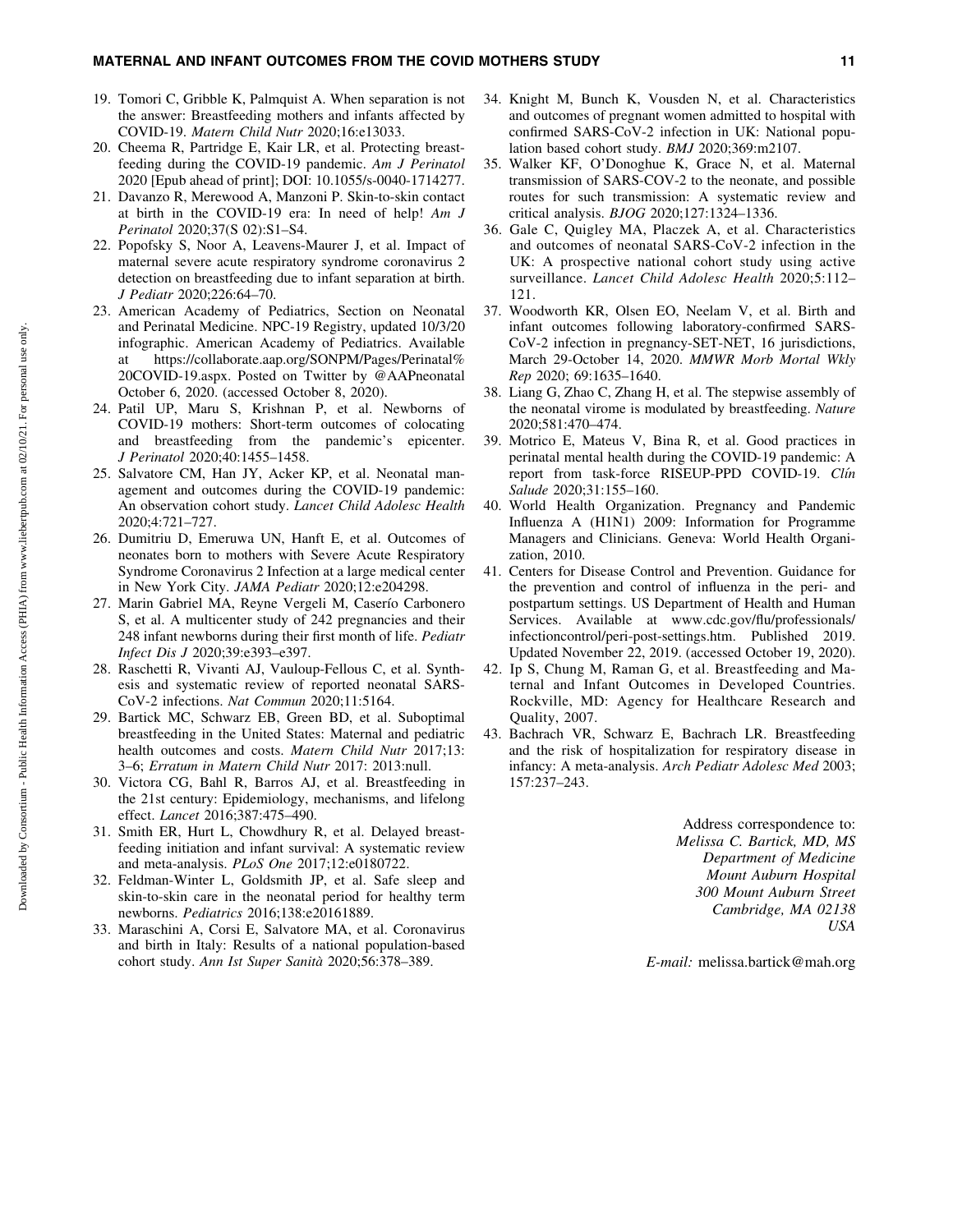19. Tomori C, Gribble K, Palmquist A. When separation is not the answer: Breastfeeding mothers and infants affected by COVID-19. *Matern Child Nutr* 2020;16:e13033.
20. Cheema R, Partridge E, Kair LR, et al. Protecting breastfeeding during the COVID-19 pandemic. *Am J Perinatol* 2020 [Epub ahead of print]; DOI: 10.1055/s-0040-1714277.
21. Davanzo R, Merewood A, Manzoni P. Skin-to-skin contact at birth in the COVID-19 era: In need of help! *Am J Perinatol* 2020;37(S 02):S1–S4.
22. Popofsky S, Noor A, Leavens-Maurer J, et al. Impact of maternal severe acute respiratory syndrome coronavirus 2 detection on breastfeeding due to infant separation at birth. *J Pediatr* 2020;226:64–70.
23. American Academy of Pediatrics, Section on Neonatal and Perinatal Medicine. NPC-19 Registry, updated 10/3/20 infographic. American Academy of Pediatrics. Available at https://collaborate.aap.org/SONPM/Pages/Perinatal%20COVID-19.aspx. Posted on Twitter by @AAPneonatal October 6, 2020. (accessed October 8, 2020).
24. Patil UP, Maru S, Krishnan P, et al. Newborns of COVID-19 mothers: Short-term outcomes of colocating and breastfeeding from the pandemic's epicenter. *J Perinatol* 2020;40:1455–1458.
25. Salvatore CM, Han JY, Acker KP, et al. Neonatal management and outcomes during the COVID-19 pandemic: An observation cohort study. *Lancet Child Adolesc Health* 2020;4:721–727.
26. Dumitriu D, Emeruwa UN, Hanft E, et al. Outcomes of neonates born to mothers with Severe Acute Respiratory Syndrome Coronavirus 2 Infection at a large medical center in New York City. *JAMA Pediatr* 2020;12:e204298.
27. Marin Gabriel MA, Reyne Vergeli M, Caserío Carbonero S, et al. A multicenter study of 242 pregnancies and their 248 infant newborns during their first month of life. *Pediatr Infect Dis J* 2020;39:e393–e397.
28. Raschetti R, Vivanti AJ, Vauloup-Fellous C, et al. Synthesis and systematic review of reported neonatal SARS-CoV-2 infections. *Nat Commun* 2020;11:5164.
29. Bartick MC, Schwarz EB, Green BD, et al. Suboptimal breastfeeding in the United States: Maternal and pediatric health outcomes and costs. *Matern Child Nutr* 2017;13: 3–6; *Erratum in Matern Child Nutr* 2017: 2013:null.
30. Victora CG, Bahl R, Barros AJ, et al. Breastfeeding in the 21st century: Epidemiology, mechanisms, and lifelong effect. *Lancet* 2016;387:475–490.
31. Smith ER, Hurt L, Chowdhury R, et al. Delayed breastfeeding initiation and infant survival: A systematic review and meta-analysis. *PLoS One* 2017;12:e0180722.
32. Feldman-Winter L, Goldsmith JP, et al. Safe sleep and skin-to-skin care in the neonatal period for healthy term newborns. *Pediatrics* 2016;138:e20161889.
33. Maraschini A, Corsi E, Salvatore MA, et al. Coronavirus and birth in Italy: Results of a national population-based cohort study. *Ann Ist Super Sanità* 2020;56:378–389.
34. Knight M, Bunch K, Vousden N, et al. Characteristics and outcomes of pregnant women admitted to hospital with confirmed SARS-CoV-2 infection in UK: National population based cohort study. *BMJ* 2020;369:m2107.
35. Walker KF, O'Donoghue K, Grace N, et al. Maternal transmission of SARS-COV-2 to the neonate, and possible routes for such transmission: A systematic review and critical analysis. *BJOG* 2020;127:1324–1336.
36. Gale C, Quigley MA, Placzek A, et al. Characteristics and outcomes of neonatal SARS-CoV-2 infection in the UK: A prospective national cohort study using active surveillance. *Lancet Child Adolesc Health* 2020;5:112–121.
37. Woodworth KR, Olsen EO, Neelam V, et al. Birth and infant outcomes following laboratory-confirmed SARS-CoV-2 infection in pregnancy-SET-NET, 16 jurisdictions, March 29-October 14, 2020. *MMWR Morb Mortal Wkly Rep* 2020; 69:1635–1640.
38. Liang G, Zhao C, Zhang H, et al. The stepwise assembly of the neonatal virome is modulated by breastfeeding. *Nature* 2020;581:470–474.
39. Motrico E, Mateus V, Bina R, et al. Good practices in perinatal mental health during the COVID-19 pandemic: A report from task-force RISEUP-PPD COVID-19. *Clín Salude* 2020;31:155–160.
40. World Health Organization. Pregnancy and Pandemic Influenza A (H1N1) 2009: Information for Programme Managers and Clinicians. Geneva: World Health Organization, 2010.
41. Centers for Disease Control and Prevention. Guidance for the prevention and control of influenza in the peri- and postpartum settings. US Department of Health and Human Services. Available at www.cdc.gov/flu/professionals/infectioncontrol/peri-post-settings.htm. Published 2019. Updated November 22, 2019. (accessed October 19, 2020).
42. Ip S, Chung M, Raman G, et al. Breastfeeding and Maternal and Infant Outcomes in Developed Countries. Rockville, MD: Agency for Healthcare Research and Quality, 2007.
43. Bachrach VR, Schwarz E, Bachrach LR. Breastfeeding and the risk of hospitalization for respiratory disease in infancy: A meta-analysis. *Arch Pediatr Adolesc Med* 2003; 157:237–243.

Address correspondence to:
*Melissa C. Bartick, MD, MS*
*Department of Medicine*
*Mount Auburn Hospital*
*300 Mount Auburn Street*
*Cambridge, MA 02138*
*USA*

*E-mail:* melissa.bartick@mah.org